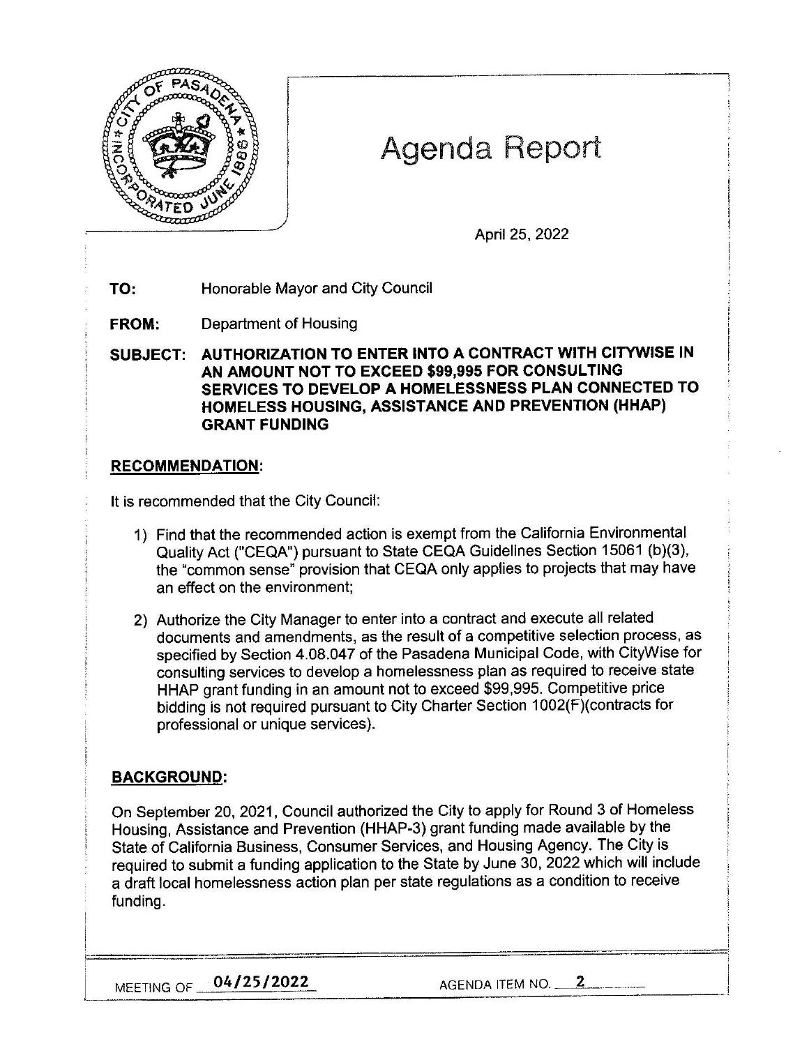# Agenda Report

April 25, 2022

**TO:** Honorable Mayor and City Council

**FROM:** Department of Housing

**SUBJECT: AUTHORIZATION TO ENTER INTO A CONTRACT WITH CITYWISE IN AN AMOUNT NOT TO EXCEED $99,995 FOR CONSULTING SERVICES TO DEVELOP A HOMELESSNESS PLAN CONNECTED TO HOMELESS HOUSING, ASSISTANCE AND PREVENTION (HHAP) GRANT FUNDING**

## RECOMMENDATION:

It is recommended that the City Council:

1) Find that the recommended action is exempt from the California Environmental Quality Act ("CEQA") pursuant to State CEQA Guidelines Section 15061 (b)(3), the "common sense" provision that CEQA only applies to projects that may have an effect on the environment;

2) Authorize the City Manager to enter into a contract and execute all related documents and amendments, as the result of a competitive selection process, as specified by Section 4.08.047 of the Pasadena Municipal Code, with CityWise for consulting services to develop a homelessness plan as required to receive state HHAP grant funding in an amount not to exceed $99,995. Competitive price bidding is not required pursuant to City Charter Section 1002(F)(contracts for professional or unique services).

## BACKGROUND:

On September 20, 2021, Council authorized the City to apply for Round 3 of Homeless Housing, Assistance and Prevention (HHAP-3) grant funding made available by the State of California Business, Consumer Services, and Housing Agency. The City is required to submit a funding application to the State by June 30, 2022 which will include a draft local homelessness action plan per state regulations as a condition to receive funding.

MEETING OF 04/25/2022 AGENDA ITEM NO. 2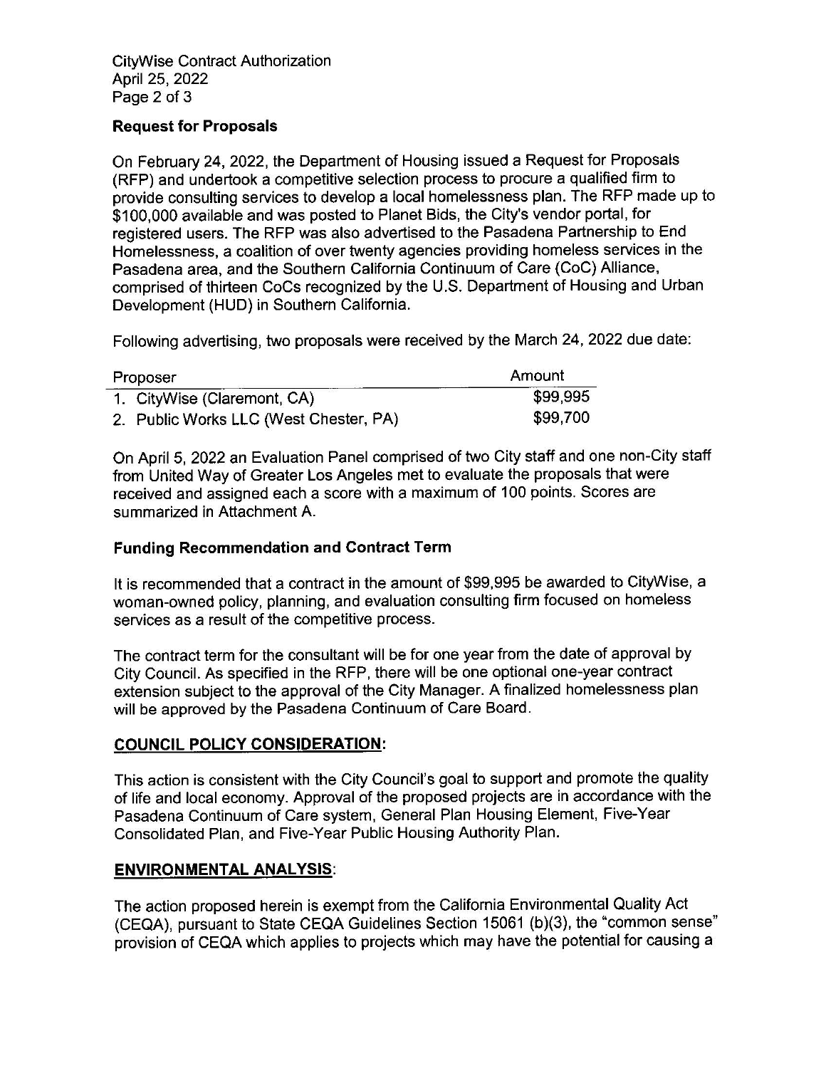### Request for Proposals

On February 24, 2022, the Department of Housing issued a Request for Proposals (RFP) and undertook a competitive selection process to procure a qualified firm to provide consulting services to develop a local homelessness plan. The RFP made up to $100,000 available and was posted to Planet Bids, the City's vendor portal, for registered users. The RFP was also advertised to the Pasadena Partnership to End Homelessness, a coalition of over twenty agencies providing homeless services in the Pasadena area, and the Southern California Continuum of Care (CoC) Alliance, comprised of thirteen CoCs recognized by the U.S. Department of Housing and Urban Development (HUD) in Southern California.

Following advertising, two proposals were received by the March 24, 2022 due date:

| Proposer | Amount |
|---|---|
| 1. CityWise (Claremont, CA) | $99,995 |
| 2. Public Works LLC (West Chester, PA) | $99,700 |

On April 5, 2022 an Evaluation Panel comprised of two City staff and one non-City staff from United Way of Greater Los Angeles met to evaluate the proposals that were received and assigned each a score with a maximum of 100 points. Scores are summarized in Attachment A.

### Funding Recommendation and Contract Term

It is recommended that a contract in the amount of $99,995 be awarded to CityWise, a woman-owned policy, planning, and evaluation consulting firm focused on homeless services as a result of the competitive process.

The contract term for the consultant will be for one year from the date of approval by City Council. As specified in the RFP, there will be one optional one-year contract extension subject to the approval of the City Manager. A finalized homelessness plan will be approved by the Pasadena Continuum of Care Board.

## COUNCIL POLICY CONSIDERATION:

This action is consistent with the City Council's goal to support and promote the quality of life and local economy. Approval of the proposed projects are in accordance with the Pasadena Continuum of Care system, General Plan Housing Element, Five-Year Consolidated Plan, and Five-Year Public Housing Authority Plan.

## ENVIRONMENTAL ANALYSIS:

The action proposed herein is exempt from the California Environmental Quality Act (CEQA), pursuant to State CEQA Guidelines Section 15061 (b)(3), the "common sense" provision of CEQA which applies to projects which may have the potential for causing a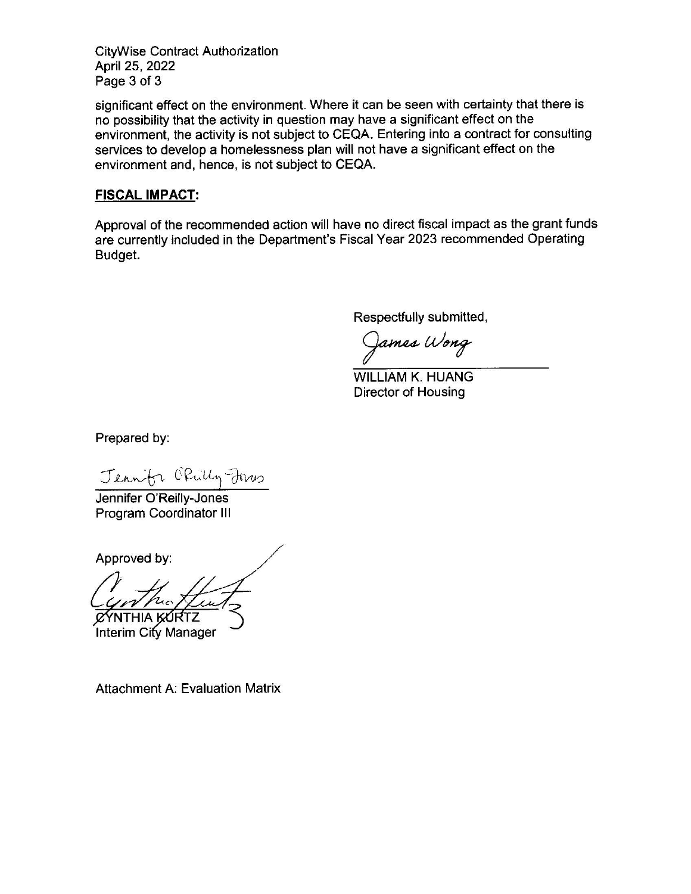significant effect on the environment. Where it can be seen with certainty that there is no possibility that the activity in question may have a significant effect on the environment, the activity is not subject to CEQA. Entering into a contract for consulting services to develop a homelessness plan will not have a significant effect on the environment and, hence, is not subject to CEQA.

**FISCAL IMPACT:**

Approval of the recommended action will have no direct fiscal impact as the grant funds are currently included in the Department's Fiscal Year 2023 recommended Operating Budget.

Respectfully submitted,

James Wong

WILLIAM K. HUANG
Director of Housing

Prepared by:

Jennifer O'Reilly-Jones

Jennifer O'Reilly-Jones
Program Coordinator III

Approved by:

Cynthia Kurtz

CYNTHIA KURTZ
Interim City Manager

Attachment A: Evaluation Matrix